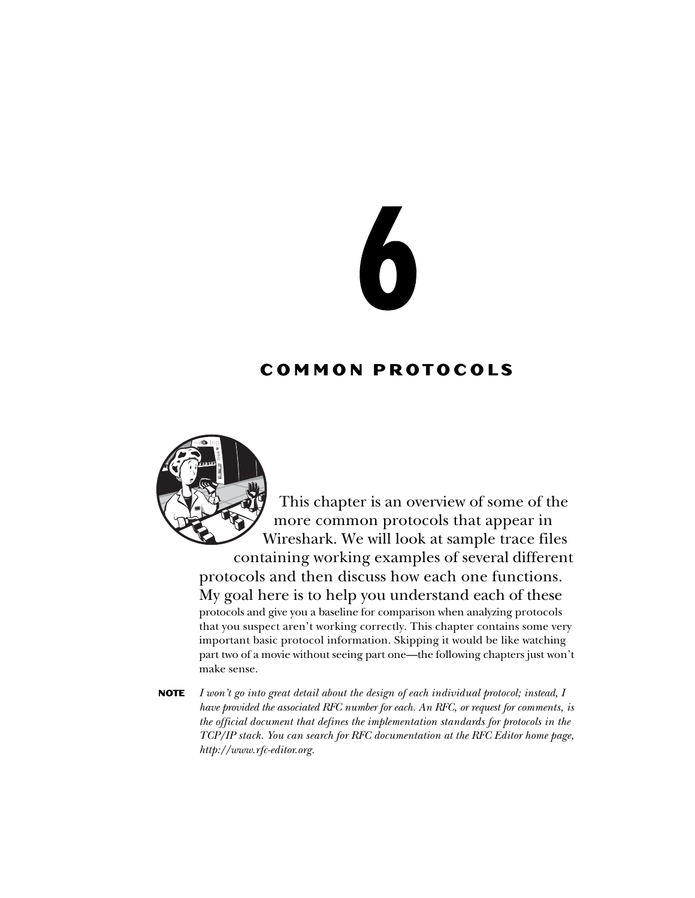# 6

# COMMON PROTOCOLS

This chapter is an overview of some of the more common protocols that appear in Wireshark. We will look at sample trace files containing working examples of several different protocols and then discuss how each one functions. My goal here is to help you understand each of these protocols and give you a baseline for comparison when analyzing protocols that you suspect aren't working correctly. This chapter contains some very important basic protocol information. Skipping it would be like watching part two of a movie without seeing part one—the following chapters just won't make sense.

**NOTE** *I won't go into great detail about the design of each individual protocol; instead, I have provided the associated RFC number for each. An RFC, or request for comments, is the official document that defines the implementation standards for protocols in the TCP/IP stack. You can search for RFC documentation at the RFC Editor home page, http://www.rfc-editor.org.*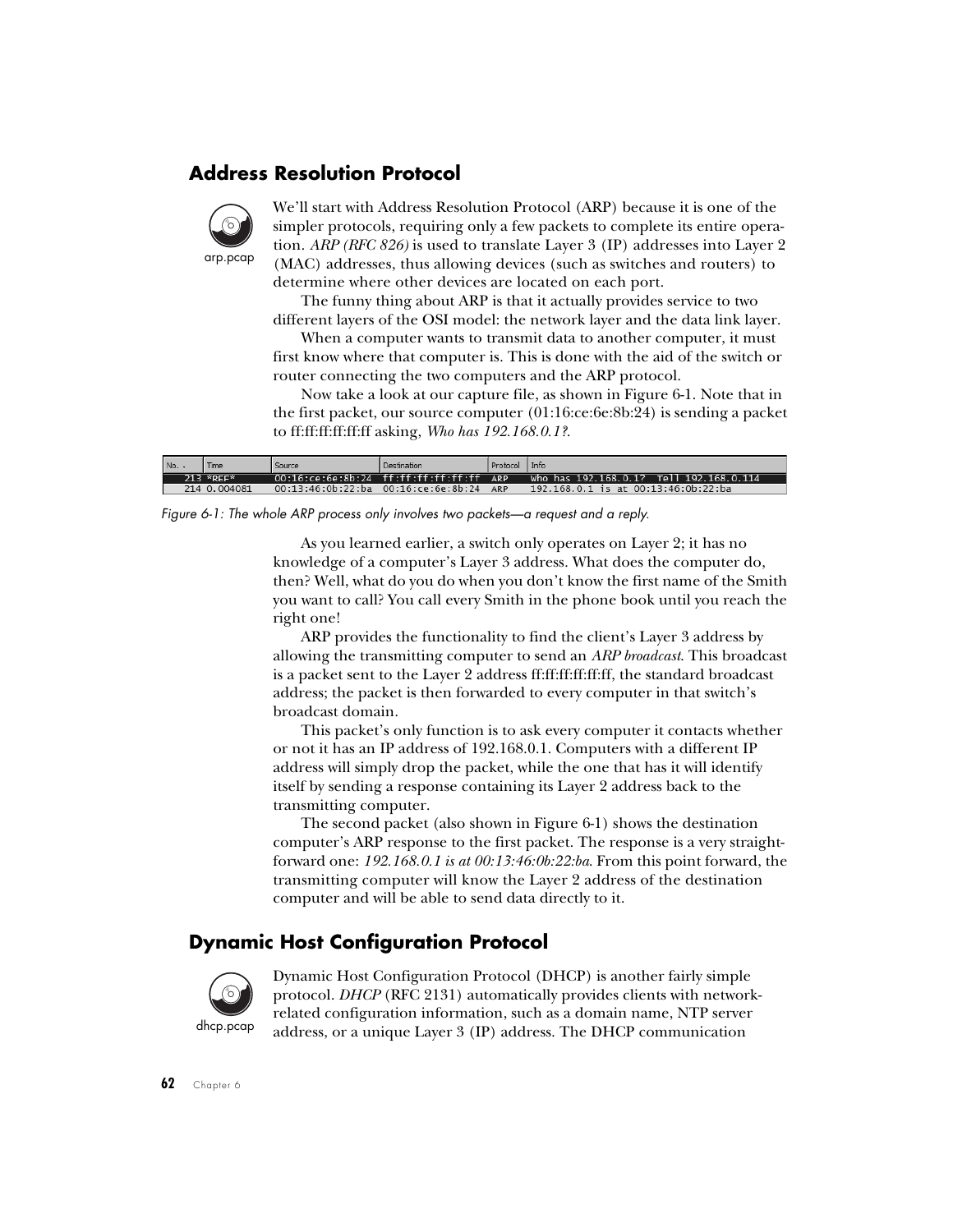## Address Resolution Protocol

arp.pcap

We'll start with Address Resolution Protocol (ARP) because it is one of the simpler protocols, requiring only a few packets to complete its entire operation. *ARP (RFC 826)* is used to translate Layer 3 (IP) addresses into Layer 2 (MAC) addresses, thus allowing devices (such as switches and routers) to determine where other devices are located on each port.

The funny thing about ARP is that it actually provides service to two different layers of the OSI model: the network layer and the data link layer.

When a computer wants to transmit data to another computer, it must first know where that computer is. This is done with the aid of the switch or router connecting the two computers and the ARP protocol.

Now take a look at our capture file, as shown in Figure 6-1. Note that in the first packet, our source computer (01:16:ce:6e:8b:24) is sending a packet to ff:ff:ff:ff:ff:ff asking, *Who has 192.168.0.1?*.

| No. | Time | Source | Destination | Protocol | Info |
|---|---|---|---|---|---|
| 213 | *REF* | 00:16:ce:6e:8b:24 | ff:ff:ff:ff:ff:ff | ARP | Who has 192.168.0.1? Tell 192.168.0.114 |
| 214 | 0.004081 | 00:13:46:0b:22:ba | 00:16:ce:6e:8b:24 | ARP | 192.168.0.1 is at 00:13:46:0b:22:ba |

*Figure 6-1: The whole ARP process only involves two packets—a request and a reply.*

As you learned earlier, a switch only operates on Layer 2; it has no knowledge of a computer's Layer 3 address. What does the computer do, then? Well, what do you do when you don't know the first name of the Smith you want to call? You call every Smith in the phone book until you reach the right one!

ARP provides the functionality to find the client's Layer 3 address by allowing the transmitting computer to send an *ARP broadcast*. This broadcast is a packet sent to the Layer 2 address ff:ff:ff:ff:ff:ff, the standard broadcast address; the packet is then forwarded to every computer in that switch's broadcast domain.

This packet's only function is to ask every computer it contacts whether or not it has an IP address of 192.168.0.1. Computers with a different IP address will simply drop the packet, while the one that has it will identify itself by sending a response containing its Layer 2 address back to the transmitting computer.

The second packet (also shown in Figure 6-1) shows the destination computer's ARP response to the first packet. The response is a very straightforward one: *192.168.0.1 is at 00:13:46:0b:22:ba*. From this point forward, the transmitting computer will know the Layer 2 address of the destination computer and will be able to send data directly to it.

## Dynamic Host Configuration Protocol

dhcp.pcap

Dynamic Host Configuration Protocol (DHCP) is another fairly simple protocol. *DHCP* (RFC 2131) automatically provides clients with network-related configuration information, such as a domain name, NTP server address, or a unique Layer 3 (IP) address. The DHCP communication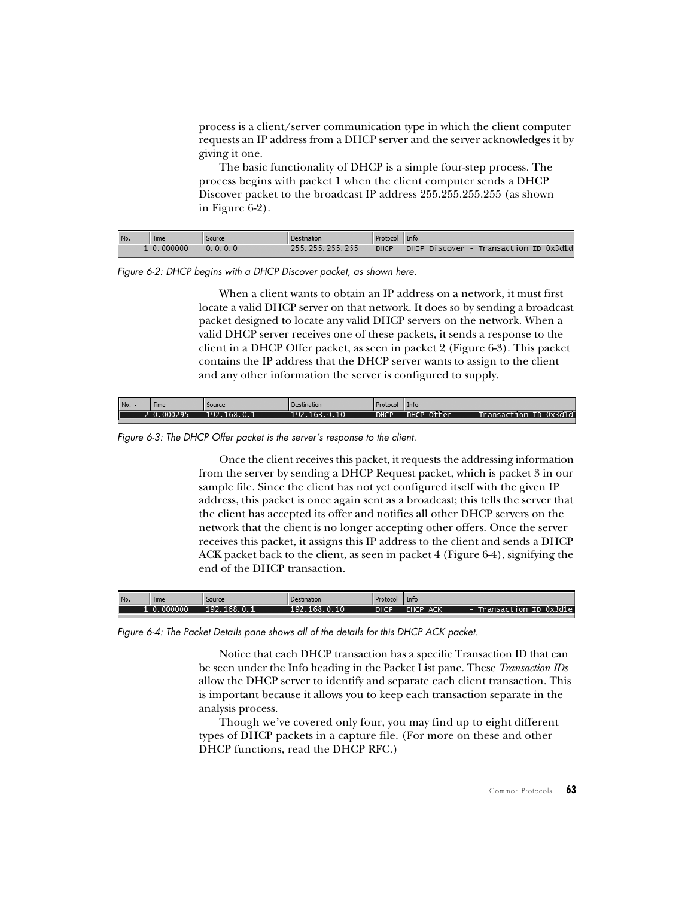process is a client/server communication type in which the client computer requests an IP address from a DHCP server and the server acknowledges it by giving it one.

The basic functionality of DHCP is a simple four-step process. The process begins with packet 1 when the client computer sends a DHCP Discover packet to the broadcast IP address 255.255.255.255 (as shown in Figure 6-2).

| No. | Time | Source | Destination | Protocol | Info |
| --- | --- | --- | --- | --- | --- |
| 1 | 0.000000 | 0.0.0.0 | 255.255.255.255 | DHCP | DHCP Discover - Transaction ID 0x3d1d |

*Figure 6-2: DHCP begins with a DHCP Discover packet, as shown here.*

When a client wants to obtain an IP address on a network, it must first locate a valid DHCP server on that network. It does so by sending a broadcast packet designed to locate any valid DHCP servers on the network. When a valid DHCP server receives one of these packets, it sends a response to the client in a DHCP Offer packet, as seen in packet 2 (Figure 6-3). This packet contains the IP address that the DHCP server wants to assign to the client and any other information the server is configured to supply.

| No. | Time | Source | Destination | Protocol | Info |
| --- | --- | --- | --- | --- | --- |
| 2 | 0.000295 | 192.168.0.1 | 192.168.0.10 | DHCP | DHCP Offer - Transaction ID 0x3d1d |

*Figure 6-3: The DHCP Offer packet is the server's response to the client.*

Once the client receives this packet, it requests the addressing information from the server by sending a DHCP Request packet, which is packet 3 in our sample file. Since the client has not yet configured itself with the given IP address, this packet is once again sent as a broadcast; this tells the server that the client has accepted its offer and notifies all other DHCP servers on the network that the client is no longer accepting other offers. Once the server receives this packet, it assigns this IP address to the client and sends a DHCP ACK packet back to the client, as seen in packet 4 (Figure 6-4), signifying the end of the DHCP transaction.

| No. | Time | Source | Destination | Protocol | Info |
| --- | --- | --- | --- | --- | --- |
| 1 | 0.000000 | 192.168.0.1 | 192.168.0.10 | DHCP | DHCP ACK - Transaction ID 0x3d1e |

*Figure 6-4: The Packet Details pane shows all of the details for this DHCP ACK packet.*

Notice that each DHCP transaction has a specific Transaction ID that can be seen under the Info heading in the Packet List pane. These *Transaction IDs* allow the DHCP server to identify and separate each client transaction. This is important because it allows you to keep each transaction separate in the analysis process.

Though we've covered only four, you may find up to eight different types of DHCP packets in a capture file. (For more on these and other DHCP functions, read the DHCP RFC.)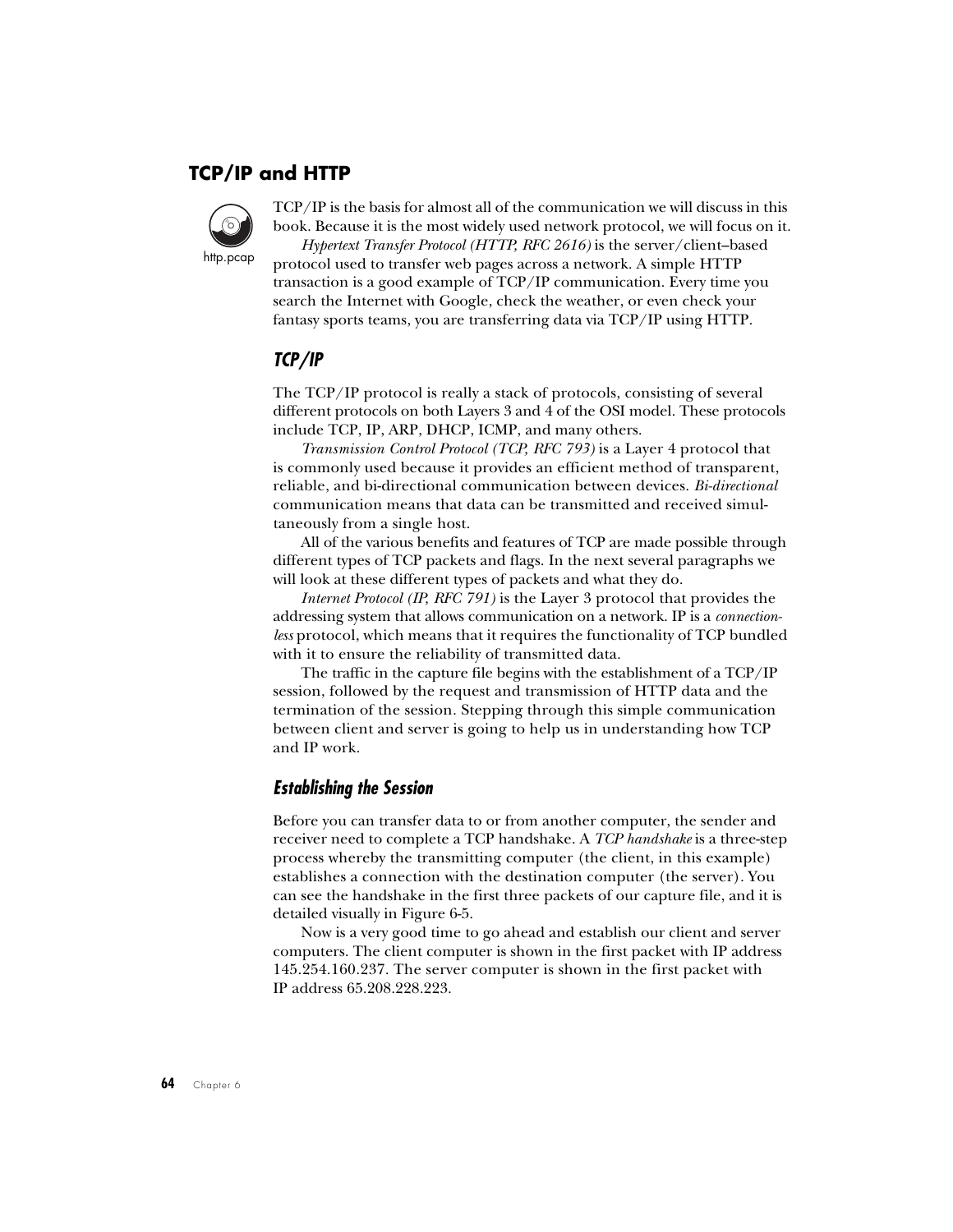## TCP/IP and HTTP

http.pcap

TCP/IP is the basis for almost all of the communication we will discuss in this book. Because it is the most widely used network protocol, we will focus on it.

*Hypertext Transfer Protocol (HTTP, RFC 2616)* is the server/client–based protocol used to transfer web pages across a network. A simple HTTP transaction is a good example of TCP/IP communication. Every time you search the Internet with Google, check the weather, or even check your fantasy sports teams, you are transferring data via TCP/IP using HTTP.

### *TCP/IP*

The TCP/IP protocol is really a stack of protocols, consisting of several different protocols on both Layers 3 and 4 of the OSI model. These protocols include TCP, IP, ARP, DHCP, ICMP, and many others.

*Transmission Control Protocol (TCP, RFC 793)* is a Layer 4 protocol that is commonly used because it provides an efficient method of transparent, reliable, and bi-directional communication between devices. *Bi-directional* communication means that data can be transmitted and received simultaneously from a single host.

All of the various benefits and features of TCP are made possible through different types of TCP packets and flags. In the next several paragraphs we will look at these different types of packets and what they do.

*Internet Protocol (IP, RFC 791)* is the Layer 3 protocol that provides the addressing system that allows communication on a network. IP is a *connectionless* protocol, which means that it requires the functionality of TCP bundled with it to ensure the reliability of transmitted data.

The traffic in the capture file begins with the establishment of a TCP/IP session, followed by the request and transmission of HTTP data and the termination of the session. Stepping through this simple communication between client and server is going to help us in understanding how TCP and IP work.

#### *Establishing the Session*

Before you can transfer data to or from another computer, the sender and receiver need to complete a TCP handshake. A *TCP handshake* is a three-step process whereby the transmitting computer (the client, in this example) establishes a connection with the destination computer (the server). You can see the handshake in the first three packets of our capture file, and it is detailed visually in Figure 6-5.

Now is a very good time to go ahead and establish our client and server computers. The client computer is shown in the first packet with IP address 145.254.160.237. The server computer is shown in the first packet with IP address 65.208.228.223.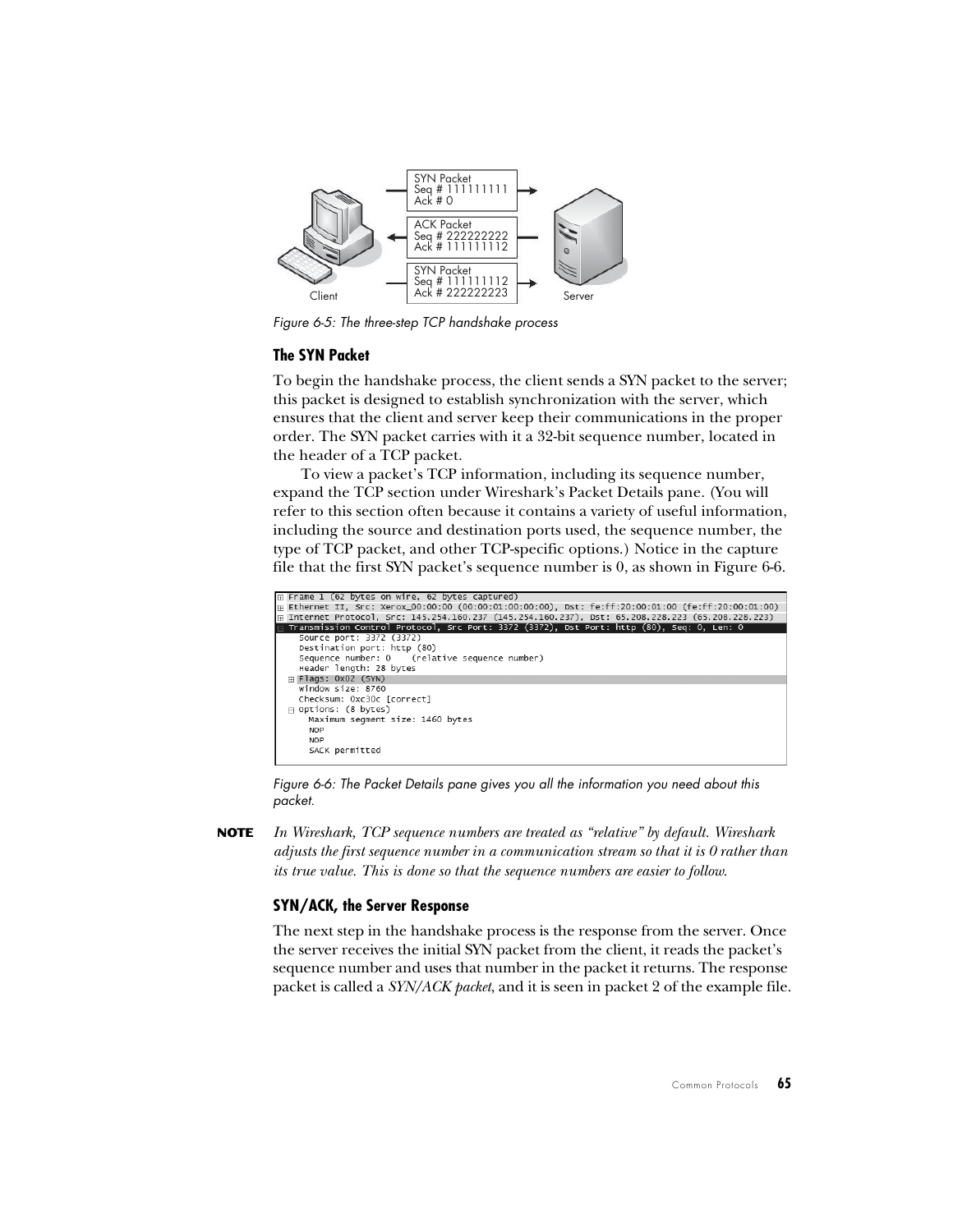SYN Packet
Seq # 111111111
Ack # 0

ACK Packet
Seq # 222222222
Ack # 111111112

SYN Packet
Seq # 111111112
Ack # 222222223

Client

Server

*Figure 6-5: The three-step TCP handshake process*

### The SYN Packet

To begin the handshake process, the client sends a SYN packet to the server; this packet is designed to establish synchronization with the server, which ensures that the client and server keep their communications in the proper order. The SYN packet carries with it a 32-bit sequence number, located in the header of a TCP packet.

To view a packet's TCP information, including its sequence number, expand the TCP section under Wireshark's Packet Details pane. (You will refer to this section often because it contains a variety of useful information, including the source and destination ports used, the sequence number, the type of TCP packet, and other TCP-specific options.) Notice in the capture file that the first SYN packet's sequence number is 0, as shown in Figure 6-6.

```
⊞ Frame 1 (62 bytes on wire, 62 bytes captured)
⊞ Ethernet II, Src: Xerox_00:00:00 (00:00:01:00:00:00), Dst: fe:ff:20:00:01:00 (fe:ff:20:00:01:00)
⊞ Internet Protocol, Src: 145.254.160.237 (145.254.160.237), Dst: 65.208.228.223 (65.208.228.223)
⊟ Transmission Control Protocol, Src Port: 3372 (3372), Dst Port: http (80), Seq: 0, Len: 0
    Source port: 3372 (3372)
    Destination port: http (80)
    Sequence number: 0    (relative sequence number)
    Header length: 28 bytes
  ⊞ Flags: 0x02 (SYN)
    Window size: 8760
    Checksum: 0xc30c [correct]
  ⊟ Options: (8 bytes)
      Maximum segment size: 1460 bytes
      NOP
      NOP
      SACK permitted
```

*Figure 6-6: The Packet Details pane gives you all the information you need about this packet.*

**NOTE** *In Wireshark, TCP sequence numbers are treated as "relative" by default. Wireshark adjusts the first sequence number in a communication stream so that it is 0 rather than its true value. This is done so that the sequence numbers are easier to follow.*

### SYN/ACK, the Server Response

The next step in the handshake process is the response from the server. Once the server receives the initial SYN packet from the client, it reads the packet's sequence number and uses that number in the packet it returns. The response packet is called a *SYN/ACK packet*, and it is seen in packet 2 of the example file.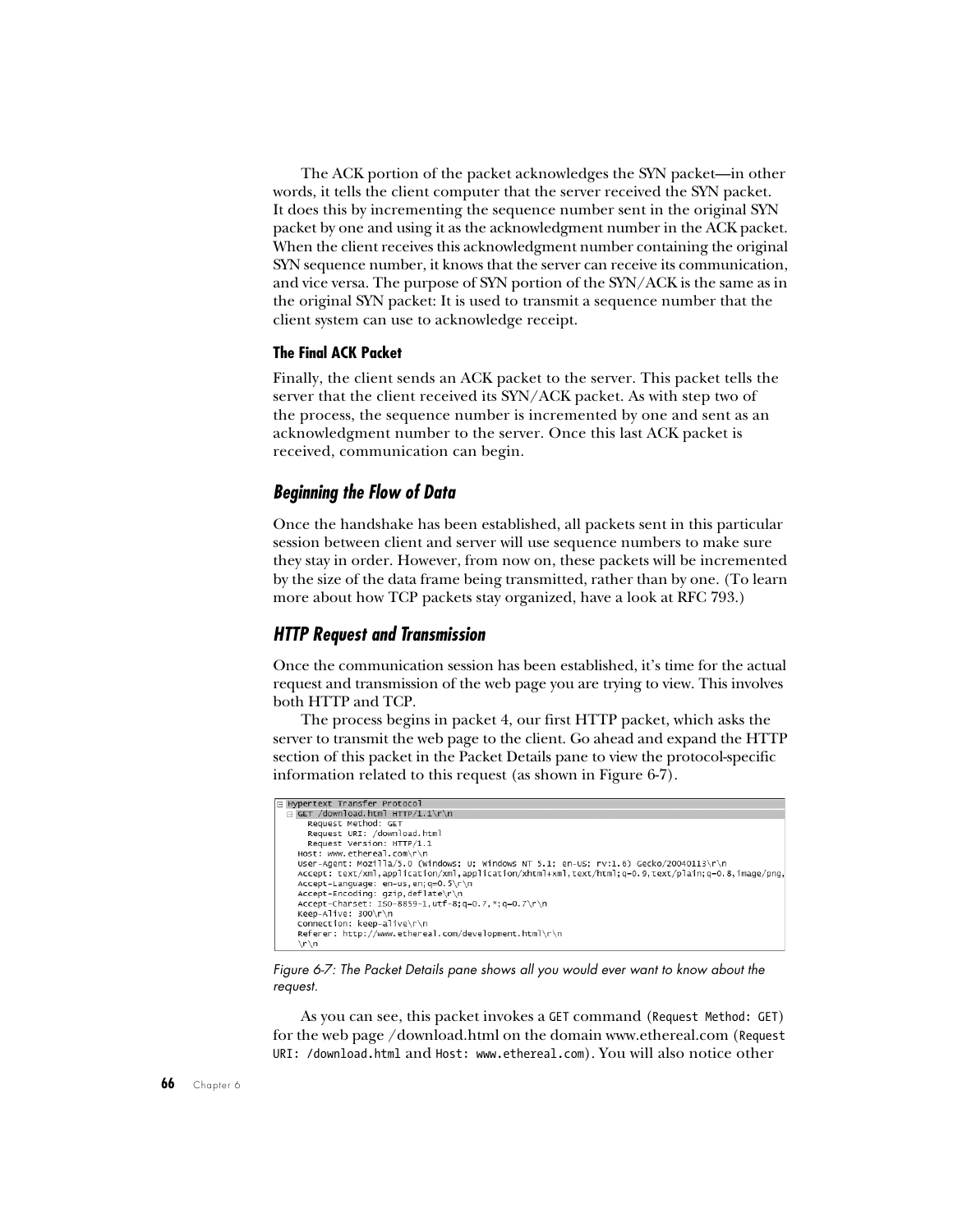The ACK portion of the packet acknowledges the SYN packet—in other words, it tells the client computer that the server received the SYN packet. It does this by incrementing the sequence number sent in the original SYN packet by one and using it as the acknowledgment number in the ACK packet. When the client receives this acknowledgment number containing the original SYN sequence number, it knows that the server can receive its communication, and vice versa. The purpose of SYN portion of the SYN/ACK is the same as in the original SYN packet: It is used to transmit a sequence number that the client system can use to acknowledge receipt.

#### The Final ACK Packet

Finally, the client sends an ACK packet to the server. This packet tells the server that the client received its SYN/ACK packet. As with step two of the process, the sequence number is incremented by one and sent as an acknowledgment number to the server. Once this last ACK packet is received, communication can begin.

### Beginning the Flow of Data

Once the handshake has been established, all packets sent in this particular session between client and server will use sequence numbers to make sure they stay in order. However, from now on, these packets will be incremented by the size of the data frame being transmitted, rather than by one. (To learn more about how TCP packets stay organized, have a look at RFC 793.)

### HTTP Request and Transmission

Once the communication session has been established, it's time for the actual request and transmission of the web page you are trying to view. This involves both HTTP and TCP.

The process begins in packet 4, our first HTTP packet, which asks the server to transmit the web page to the client. Go ahead and expand the HTTP section of this packet in the Packet Details pane to view the protocol-specific information related to this request (as shown in Figure 6-7).

```
⊟ Hypertext Transfer Protocol
  ⊟ GET /download.html HTTP/1.1\r\n
      Request Method: GET
      Request URI: /download.html
      Request Version: HTTP/1.1
    Host: www.ethereal.com\r\n
    User-Agent: Mozilla/5.0 (Windows; U; Windows NT 5.1; en-US; rv:1.6) Gecko/20040113\r\n
    Accept: text/xml,application/xml,application/xhtml+xml,text/html;q=0.9,text/plain;q=0.8,image/png,
    Accept-Language: en-us,en;q=0.5\r\n
    Accept-Encoding: gzip,deflate\r\n
    Accept-Charset: ISO-8859-1,utf-8;q=0.7,*;q=0.7\r\n
    Keep-Alive: 300\r\n
    Connection: keep-alive\r\n
    Referer: http://www.ethereal.com/development.html\r\n
    \r\n
```

*Figure 6-7: The Packet Details pane shows all you would ever want to know about the request.*

As you can see, this packet invokes a `GET` command (`Request Method: GET`) for the web page /download.html on the domain www.ethereal.com (`Request URI: /download.html` and `Host: www.ethereal.com`). You will also notice other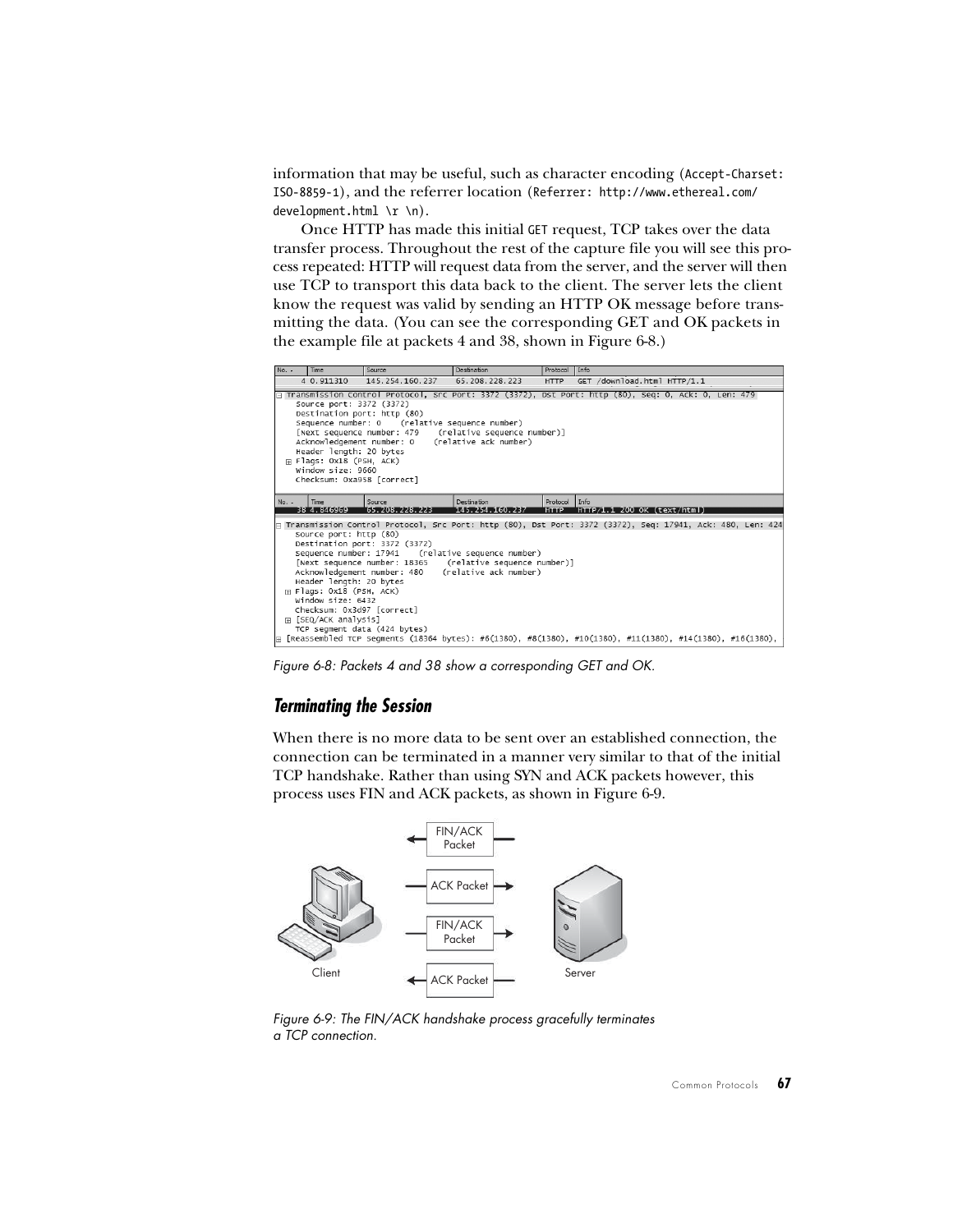information that may be useful, such as character encoding (`Accept-Charset: ISO-8859-1`), and the referrer location (`Referrer: http://www.ethereal.com/development.html \r \n`).

Once HTTP has made this initial `GET` request, TCP takes over the data transfer process. Throughout the rest of the capture file you will see this process repeated: HTTP will request data from the server, and the server will then use TCP to transport this data back to the client. The server lets the client know the request was valid by sending an HTTP OK message before transmitting the data. (You can see the corresponding GET and OK packets in the example file at packets 4 and 38, shown in Figure 6-8.)

| No. | Time | Source | Destination | Protocol | Info |
|---|---|---|---|---|---|
| 4 | 0.911310 | 145.254.160.237 | 65.208.228.223 | HTTP | GET /download.html HTTP/1.1 |

```
⊟ Transmission Control Protocol, Src Port: 3372 (3372), Dst Port: http (80), Seq: 0, Ack: 0, Len: 479
    Source port: 3372 (3372)
    Destination port: http (80)
    Sequence number: 0    (relative sequence number)
    [Next sequence number: 479    (relative sequence number)]
    Acknowledgement number: 0    (relative ack number)
    Header length: 20 bytes
  ⊞ Flags: 0x18 (PSH, ACK)
    Window size: 9660
    Checksum: 0xa958 [correct]
```

| No. | Time | Source | Destination | Protocol | Info |
|---|---|---|---|---|---|
| 38 | 4.846969 | 65.208.228.223 | 145.254.160.237 | HTTP | HTTP/1.1 200 OK (text/html) |

```
⊟ Transmission Control Protocol, Src Port: http (80), Dst Port: 3372 (3372), Seq: 17941, Ack: 480, Len: 424
    Source port: http (80)
    Destination port: 3372 (3372)
    Sequence number: 17941    (relative sequence number)
    [Next sequence number: 18365    (relative sequence number)]
    Acknowledgement number: 480    (relative ack number)
    Header length: 20 bytes
  ⊞ Flags: 0x18 (PSH, ACK)
    Window size: 6432
    Checksum: 0x3d97 [correct]
  ⊞ [SEQ/ACK analysis]
    TCP segment data (424 bytes)
⊟ [Reassembled TCP Segments (18364 bytes): #6(1380), #8(1380), #10(1380), #11(1380), #14(1380), #16(1380),
```

*Figure 6-8: Packets 4 and 38 show a corresponding GET and OK.*

### *Terminating the Session*

When there is no more data to be sent over an established connection, the connection can be terminated in a manner very similar to that of the initial TCP handshake. Rather than using SYN and ACK packets however, this process uses FIN and ACK packets, as shown in Figure 6-9.

Client — Server

← FIN/ACK Packet

ACK Packet →

FIN/ACK Packet →

← ACK Packet

*Figure 6-9: The FIN/ACK handshake process gracefully terminates a TCP connection.*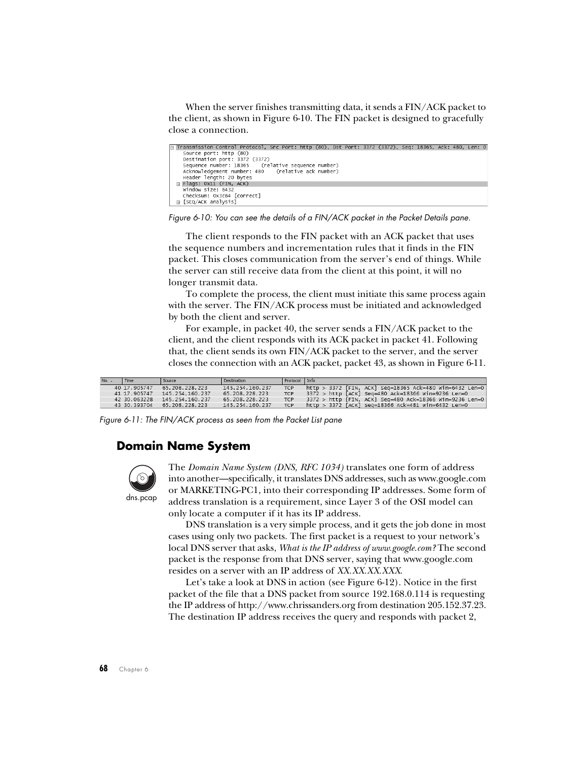When the server finishes transmitting data, it sends a FIN/ACK packet to the client, as shown in Figure 6-10. The FIN packet is designed to gracefully close a connection.

```
⊟ Transmission Control Protocol, Src Port: http (80), Dst Port: 3372 (3372), Seq: 18365, Ack: 480, Len: 0
    Source port: http (80)
    Destination port: 3372 (3372)
    Sequence number: 18365    (relative sequence number)
    Acknowledgement number: 480    (relative ack number)
    Header length: 20 bytes
  ⊞ Flags: 0x11 (FIN, ACK)
    Window size: 6432
    Checksum: 0x3c64 [correct]
  ⊞ [SEQ/ACK analysis]
```

*Figure 6-10: You can see the details of a FIN/ACK packet in the Packet Details pane.*

The client responds to the FIN packet with an ACK packet that uses the sequence numbers and incrementation rules that it finds in the FIN packet. This closes communication from the server's end of things. While the server can still receive data from the client at this point, it will no longer transmit data.

To complete the process, the client must initiate this same process again with the server. The FIN/ACK process must be initiated and acknowledged by both the client and server.

For example, in packet 40, the server sends a FIN/ACK packet to the client, and the client responds with its ACK packet in packet 41. Following that, the client sends its own FIN/ACK packet to the server, and the server closes the connection with an ACK packet, packet 43, as shown in Figure 6-11.

| No. | Time | Source | Destination | Protocol | Info |
|---|---|---|---|---|---|
| 40 | 17.905747 | 65.208.228.223 | 145.254.160.237 | TCP | http > 3372 [FIN, ACK] Seq=18365 Ack=480 Win=6432 Len=0 |
| 41 | 17.905747 | 145.254.160.237 | 65.208.228.223 | TCP | 3372 > http [ACK] Seq=480 Ack=18366 Win=9236 Len=0 |
| 42 | 30.063228 | 145.254.160.237 | 65.208.228.223 | TCP | 3372 > http [FIN, ACK] Seq=480 Ack=18366 Win=9236 Len=0 |
| 43 | 30.393704 | 65.208.228.223 | 145.254.160.237 | TCP | http > 3372 [ACK] Seq=18366 Ack=481 Win=6432 Len=0 |

*Figure 6-11: The FIN/ACK process as seen from the Packet List pane*

## Domain Name System

dns.pcap

The *Domain Name System (DNS, RFC 1034)* translates one form of address into another—specifically, it translates DNS addresses, such as www.google.com or MARKETING-PC1, into their corresponding IP addresses. Some form of address translation is a requirement, since Layer 3 of the OSI model can only locate a computer if it has its IP address.

DNS translation is a very simple process, and it gets the job done in most cases using only two packets. The first packet is a request to your network's local DNS server that asks, *What is the IP address of www.google.com?* The second packet is the response from that DNS server, saying that www.google.com resides on a server with an IP address of *XX.XX.XX.XXX*.

Let's take a look at DNS in action (see Figure 6-12). Notice in the first packet of the file that a DNS packet from source 192.168.0.114 is requesting the IP address of http://www.chrissanders.org from destination 205.152.37.23. The destination IP address receives the query and responds with packet 2,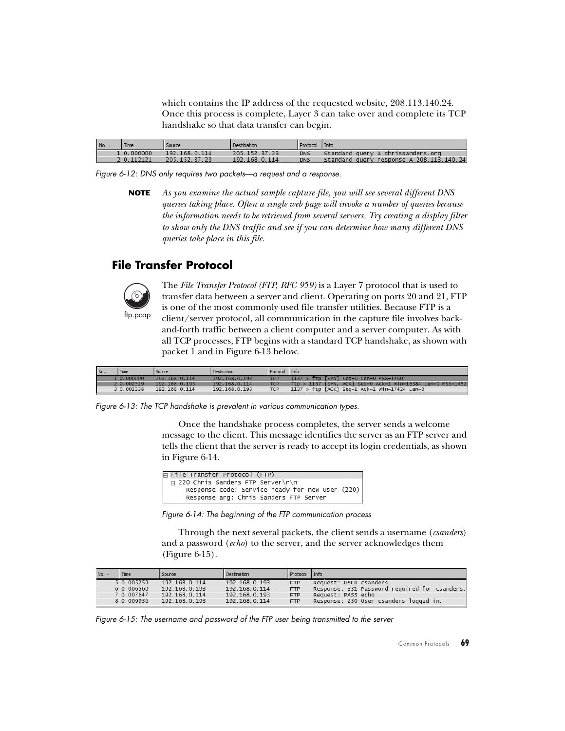which contains the IP address of the requested website, 208.113.140.24. Once this process is complete, Layer 3 can take over and complete its TCP handshake so that data transfer can begin.

| No. | Time | Source | Destination | Protocol | Info |
|---|---|---|---|---|---|
| 1 | 0.000000 | 192.168.0.114 | 205.152.37.23 | DNS | Standard query A chrissanders.org |
| 2 | 0.112121 | 205.152.37.23 | 192.168.0.114 | DNS | Standard query response A 208.113.140.24 |

Figure 6-12: DNS only requires two packets—a request and a response.

**NOTE** *As you examine the actual sample capture file, you will see several different DNS queries taking place. Often a single web page will invoke a number of queries because the information needs to be retrieved from several servers. Try creating a display filter to show only the DNS traffic and see if you can determine how many different DNS queries take place in this file.*

## File Transfer Protocol

ftp.pcap

The *File Transfer Protocol (FTP, RFC 959)* is a Layer 7 protocol that is used to transfer data between a server and client. Operating on ports 20 and 21, FTP is one of the most commonly used file transfer utilities. Because FTP is a client/server protocol, all communication in the capture file involves back-and-forth traffic between a client computer and a server computer. As with all TCP processes, FTP begins with a standard TCP handshake, as shown with packet 1 and in Figure 6-13 below.

| No. | Time | Source | Destination | Protocol | Info |
|---|---|---|---|---|---|
| 1 | 0.000000 | 192.168.0.114 | 192.168.0.193 | TCP | 1137 > ftp [SYN] Seq=0 Len=0 MSS=1460 |
| 2 | 0.002319 | 192.168.0.193 | 192.168.0.114 | TCP | ftp > 1137 [SYN, ACK] Seq=0 Ack=1 Win=16384 Len=0 MSS=1452 |
| 3 | 0.002338 | 192.168.0.114 | 192.168.0.193 | TCP | 1137 > ftp [ACK] Seq=1 Ack=1 Win=17424 Len=0 |

Figure 6-13: The TCP handshake is prevalent in various communication types.

Once the handshake process completes, the server sends a welcome message to the client. This message identifies the server as an FTP server and tells the client that the server is ready to accept its login credentials, as shown in Figure 6-14.

```
⊟ File Transfer Protocol (FTP)
  ⊟ 220 Chris Sanders FTP Server\r\n
      Response code: Service ready for new user (220)
      Response arg: Chris Sanders FTP Server
```

Figure 6-14: The beginning of the FTP communication process

Through the next several packets, the client sends a username (*csanders*) and a password (*echo*) to the server, and the server acknowledges them (Figure 6-15).

| No. | Time | Source | Destination | Protocol | Info |
|---|---|---|---|---|---|
| 5 | 0.005259 | 192.168.0.114 | 192.168.0.193 | FTP | Request: USER csanders |
| 6 | 0.006560 | 192.168.0.193 | 192.168.0.114 | FTP | Response: 331 Password required for csanders. |
| 7 | 0.007647 | 192.168.0.114 | 192.168.0.193 | FTP | Request: PASS echo |
| 8 | 0.009936 | 192.168.0.193 | 192.168.0.114 | FTP | Response: 230 User csanders logged in. |

Figure 6-15: The username and password of the FTP user being transmitted to the server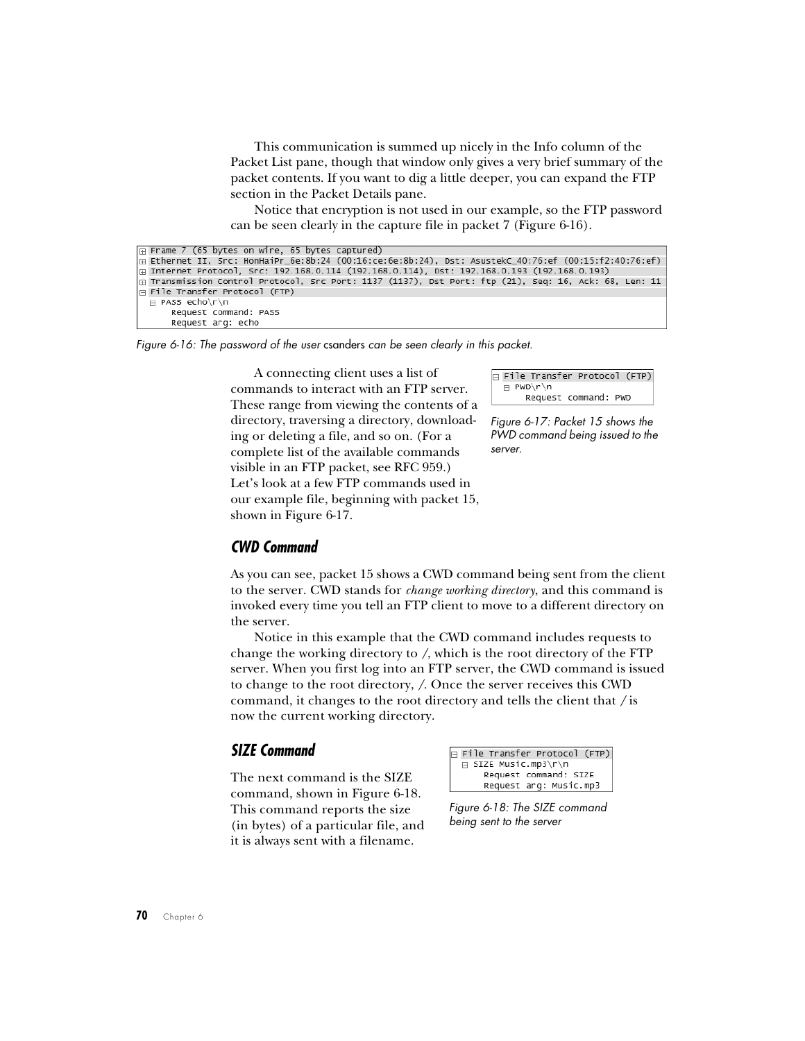This communication is summed up nicely in the Info column of the Packet List pane, though that window only gives a very brief summary of the packet contents. If you want to dig a little deeper, you can expand the FTP section in the Packet Details pane.

Notice that encryption is not used in our example, so the FTP password can be seen clearly in the capture file in packet 7 (Figure 6-16).

```
⊞ Frame 7 (65 bytes on wire, 65 bytes captured)
⊞ Ethernet II, Src: HonHaiPr_6e:8b:24 (00:16:ce:6e:8b:24), Dst: AsustekC_40:76:ef (00:15:f2:40:76:ef)
⊞ Internet Protocol, Src: 192.168.0.114 (192.168.0.114), Dst: 192.168.0.193 (192.168.0.193)
⊞ Transmission Control Protocol, Src Port: 1137 (1137), Dst Port: ftp (21), Seq: 16, Ack: 68, Len: 11
⊟ File Transfer Protocol (FTP)
  ⊟ PASS echo\r\n
      Request command: PASS
      Request arg: echo
```

*Figure 6-16: The password of the user* csanders *can be seen clearly in this packet.*

A connecting client uses a list of commands to interact with an FTP server. These range from viewing the contents of a directory, traversing a directory, downloading or deleting a file, and so on. (For a complete list of the available commands visible in an FTP packet, see RFC 959.) Let's look at a few FTP commands used in our example file, beginning with packet 15, shown in Figure 6-17.

```
⊟ File Transfer Protocol (FTP)
  ⊟ PWD\r\n
      Request command: PWD
```

*Figure 6-17: Packet 15 shows the PWD command being issued to the server.*

### CWD Command

As you can see, packet 15 shows a CWD command being sent from the client to the server. CWD stands for *change working directory*, and this command is invoked every time you tell an FTP client to move to a different directory on the server.

Notice in this example that the CWD command includes requests to change the working directory to /, which is the root directory of the FTP server. When you first log into an FTP server, the CWD command is issued to change to the root directory, /. Once the server receives this CWD command, it changes to the root directory and tells the client that / is now the current working directory.

### SIZE Command

The next command is the SIZE command, shown in Figure 6-18. This command reports the size (in bytes) of a particular file, and it is always sent with a filename.

```
⊟ File Transfer Protocol (FTP)
  ⊟ SIZE Music.mp3\r\n
      Request command: SIZE
      Request arg: Music.mp3
```

*Figure 6-18: The SIZE command being sent to the server*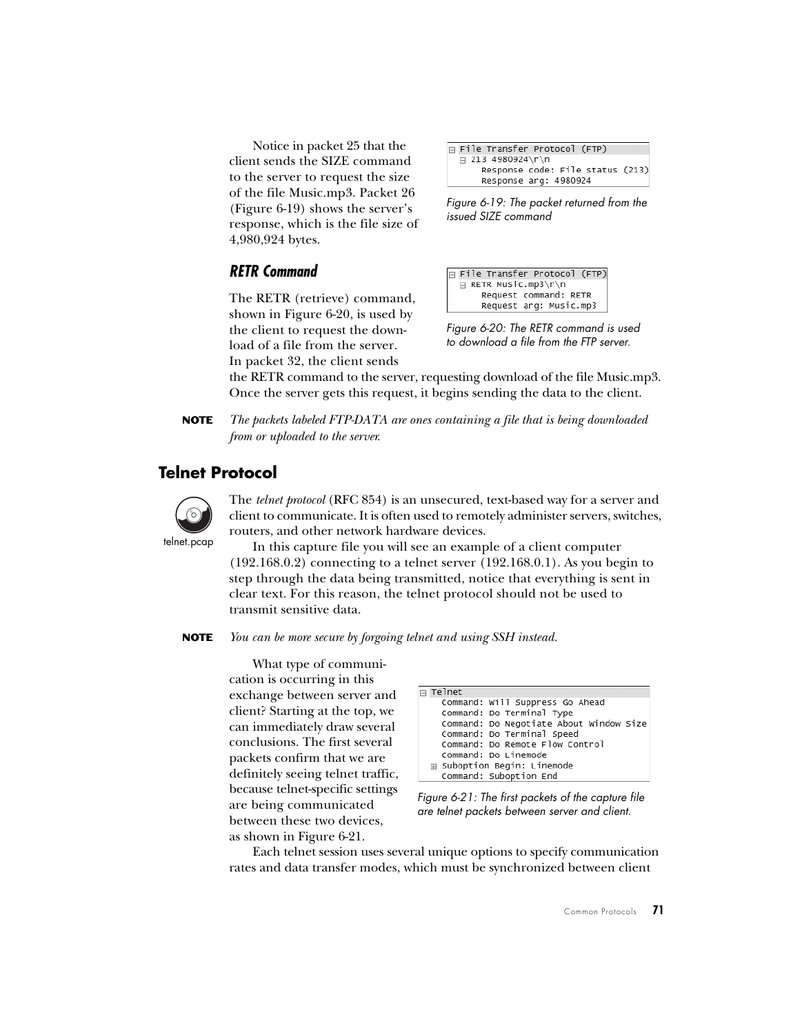Notice in packet 25 that the client sends the SIZE command to the server to request the size of the file Music.mp3. Packet 26 (Figure 6-19) shows the server's response, which is the file size of 4,980,924 bytes.

```
⊟ File Transfer Protocol (FTP)
  ⊟ 213 4980924\r\n
      Response code: File status (213)
      Response arg: 4980924
```

*Figure 6-19: The packet returned from the issued SIZE command*

### RETR Command

The RETR (retrieve) command, shown in Figure 6-20, is used by the client to request the download of a file from the server. In packet 32, the client sends the RETR command to the server, requesting download of the file Music.mp3. Once the server gets this request, it begins sending the data to the client.

```
⊟ File Transfer Protocol (FTP)
  ⊟ RETR Music.mp3\r\n
      Request command: RETR
      Request arg: Music.mp3
```

*Figure 6-20: The RETR command is used to download a file from the FTP server.*

**NOTE** *The packets labeled FTP-DATA are ones containing a file that is being downloaded from or uploaded to the server.*

## Telnet Protocol

telnet.pcap

The *telnet protocol* (RFC 854) is an unsecured, text-based way for a server and client to communicate. It is often used to remotely administer servers, switches, routers, and other network hardware devices.

In this capture file you will see an example of a client computer (192.168.0.2) connecting to a telnet server (192.168.0.1). As you begin to step through the data being transmitted, notice that everything is sent in clear text. For this reason, the telnet protocol should not be used to transmit sensitive data.

**NOTE** *You can be more secure by forgoing telnet and using SSH instead.*

What type of communication is occurring in this exchange between server and client? Starting at the top, we can immediately draw several conclusions. The first several packets confirm that we are definitely seeing telnet traffic, because telnet-specific settings are being communicated between these two devices, as shown in Figure 6-21.

```
⊟ Telnet
    Command: Will Suppress Go Ahead
    Command: Do Terminal Type
    Command: Do Negotiate About Window Size
    Command: Do Terminal Speed
    Command: Do Remote Flow Control
    Command: Do Linemode
  ⊞ Suboption Begin: Linemode
    Command: Suboption End
```

*Figure 6-21: The first packets of the capture file are telnet packets between server and client.*

Each telnet session uses several unique options to specify communication rates and data transfer modes, which must be synchronized between client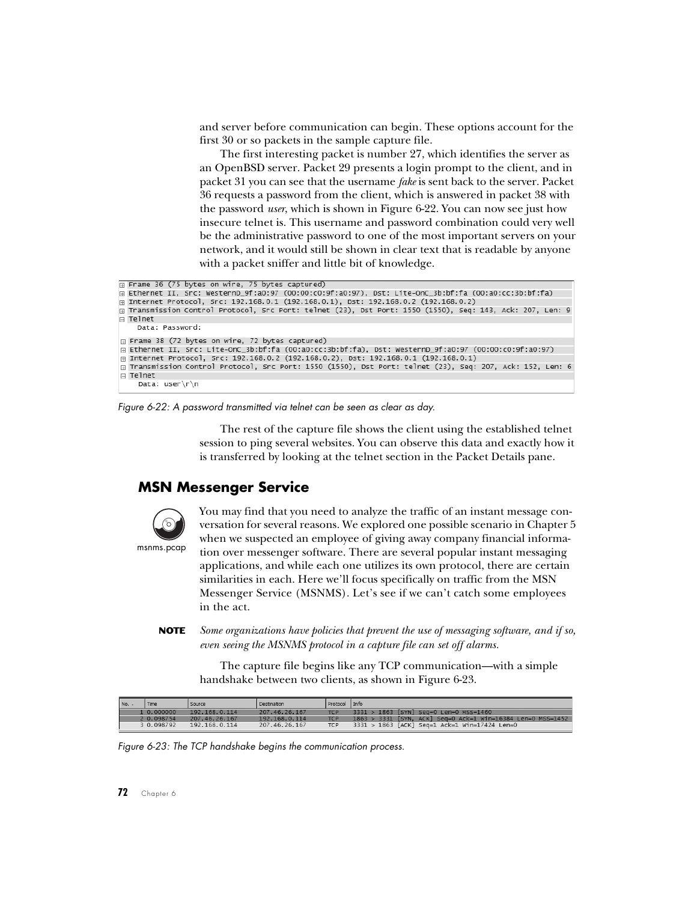and server before communication can begin. These options account for the first 30 or so packets in the sample capture file.

The first interesting packet is number 27, which identifies the server as an OpenBSD server. Packet 29 presents a login prompt to the client, and in packet 31 you can see that the username *fake* is sent back to the server. Packet 36 requests a password from the client, which is answered in packet 38 with the password *user*, which is shown in Figure 6-22. You can now see just how insecure telnet is. This username and password combination could very well be the administrative password to one of the most important servers on your network, and it would still be shown in clear text that is readable by anyone with a packet sniffer and little bit of knowledge.

```
⊞ Frame 36 (75 bytes on wire, 75 bytes captured)
⊞ Ethernet II, Src: WesternD_9f:a0:97 (00:00:c0:9f:a0:97), Dst: Lite-OnC_3b:bf:fa (00:a0:cc:3b:bf:fa)
⊞ Internet Protocol, Src: 192.168.0.1 (192.168.0.1), Dst: 192.168.0.2 (192.168.0.2)
⊞ Transmission Control Protocol, Src Port: telnet (23), Dst Port: 1550 (1550), Seq: 143, Ack: 207, Len: 9
⊟ Telnet
    Data: Password:

⊞ Frame 38 (72 bytes on wire, 72 bytes captured)
⊞ Ethernet II, Src: Lite-OnC_3b:bf:fa (00:a0:cc:3b:bf:fa), Dst: WesternD_9f:a0:97 (00:00:c0:9f:a0:97)
⊞ Internet Protocol, Src: 192.168.0.2 (192.168.0.2), Dst: 192.168.0.1 (192.168.0.1)
⊞ Transmission Control Protocol, Src Port: 1550 (1550), Dst Port: telnet (23), Seq: 207, Ack: 152, Len: 6
⊟ Telnet
    Data: user\r\n
```

*Figure 6-22: A password transmitted via telnet can be seen as clear as day.*

The rest of the capture file shows the client using the established telnet session to ping several websites. You can observe this data and exactly how it is transferred by looking at the telnet section in the Packet Details pane.

## MSN Messenger Service

msnms.pcap

You may find that you need to analyze the traffic of an instant message conversation for several reasons. We explored one possible scenario in Chapter 5 when we suspected an employee of giving away company financial information over messenger software. There are several popular instant messaging applications, and while each one utilizes its own protocol, there are certain similarities in each. Here we'll focus specifically on traffic from the MSN Messenger Service (MSNMS). Let's see if we can't catch some employees in the act.

**NOTE** *Some organizations have policies that prevent the use of messaging software, and if so, even seeing the MSNMS protocol in a capture file can set off alarms.*

The capture file begins like any TCP communication—with a simple handshake between two clients, as shown in Figure 6-23.

| No. | Time | Source | Destination | Protocol | Info |
|---|---|---|---|---|---|
| 1 | 0.000000 | 192.168.0.114 | 207.46.26.167 | TCP | 3331 > 1863 [SYN] Seq=0 Len=0 MSS=1460 |
| 2 | 0.098754 | 207.46.26.167 | 192.168.0.114 | TCP | 1863 > 3331 [SYN, ACK] Seq=0 Ack=1 Win=16384 Len=0 MSS=1452 |
| 3 | 0.098792 | 192.168.0.114 | 207.46.26.167 | TCP | 3331 > 1863 [ACK] Seq=1 Ack=1 Win=17424 Len=0 |

*Figure 6-23: The TCP handshake begins the communication process.*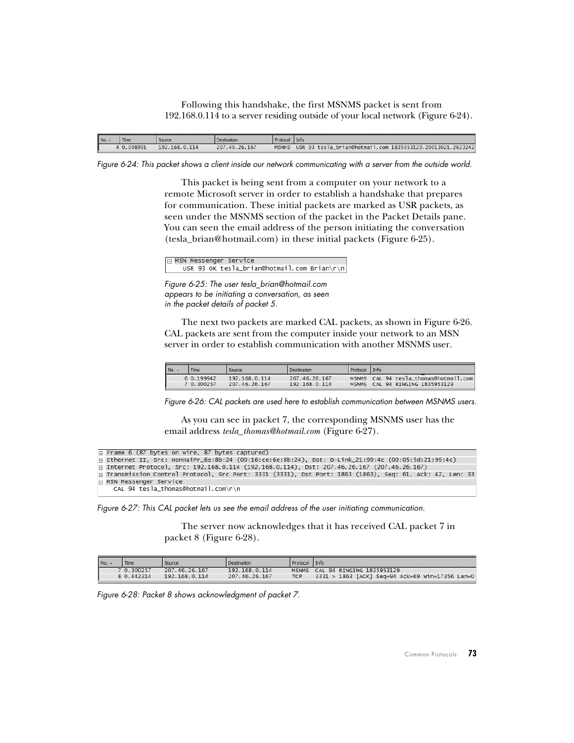Following this handshake, the first MSNMS packet is sent from 192.168.0.114 to a server residing outside of your local network (Figure 6-24).

| No. | Time | Source | Destination | Protocol | Info |
|---|---|---|---|---|---|
| 4 | 0.098991 | 192.168.0.114 | 207.46.26.167 | MSNMS | USR 93 tesla_brian@hotmail.com 1835953129.20013021.2623242 |

*Figure 6-24: This packet shows a client inside our network communicating with a server from the outside world.*

This packet is being sent from a computer on your network to a remote Microsoft server in order to establish a handshake that prepares for communication. These initial packets are marked as USR packets, as seen under the MSNMS section of the packet in the Packet Details pane. You can seen the email address of the person initiating the conversation (tesla_brian@hotmail.com) in these initial packets (Figure 6-25).

```
⊟ MSN Messenger Service
    USR 93 OK tesla_brian@hotmail.com Brian\r\n
```

*Figure 6-25: The user tesla_brian@hotmail.com appears to be initiating a conversation, as seen in the packet details of packet 5.*

The next two packets are marked CAL packets, as shown in Figure 6-26. CAL packets are sent from the computer inside your network to an MSN server in order to establish communication with another MSNMS user.

| No. | Time | Source | Destination | Protocol | Info |
|---|---|---|---|---|---|
| 6 | 0.199942 | 192.168.0.114 | 207.46.26.167 | MSNMS | CAL 94 tesla_thomas@hotmail.com |
| 7 | 0.300257 | 207.46.26.167 | 192.168.0.114 | MSNMS | CAL 94 RINGING 1835953129 |

*Figure 6-26: CAL packets are used here to establish communication between MSNMS users.*

As you can see in packet 7, the corresponding MSNMS user has the email address *tesla_thomas@hotmail.com* (Figure 6-27).

```
⊞ Frame 6 (87 bytes on wire, 87 bytes captured)
⊞ Ethernet II, Src: HonHaiPr_6e:8b:24 (00:16:ce:6e:8b:24), Dst: D-Link_21:99:4c (00:05:5d:21:99:4c)
⊞ Internet Protocol, Src: 192.168.0.114 (192.168.0.114), Dst: 207.46.26.167 (207.46.26.167)
⊞ Transmission Control Protocol, Src Port: 3331 (3331), Dst Port: 1863 (1863), Seq: 61, Ack: 42, Len: 33
⊟ MSN Messenger Service
    CAL 94 tesla_thomas@hotmail.com\r\n
```

*Figure 6-27: This CAL packet lets us see the email address of the user initiating communication.*

The server now acknowledges that it has received CAL packet 7 in packet 8 (Figure 6-28).

| No. | Time | Source | Destination | Protocol | Info |
|---|---|---|---|---|---|
| 7 | 0.300257 | 207.46.26.167 | 192.168.0.114 | MSNMS | CAL 94 RINGING 1835953129 |
| 8 | 0.442314 | 192.168.0.114 | 207.46.26.167 | TCP | 3331 > 1863 [ACK] Seq=94 Ack=69 Win=17356 Len=0 |

*Figure 6-28: Packet 8 shows acknowledgment of packet 7.*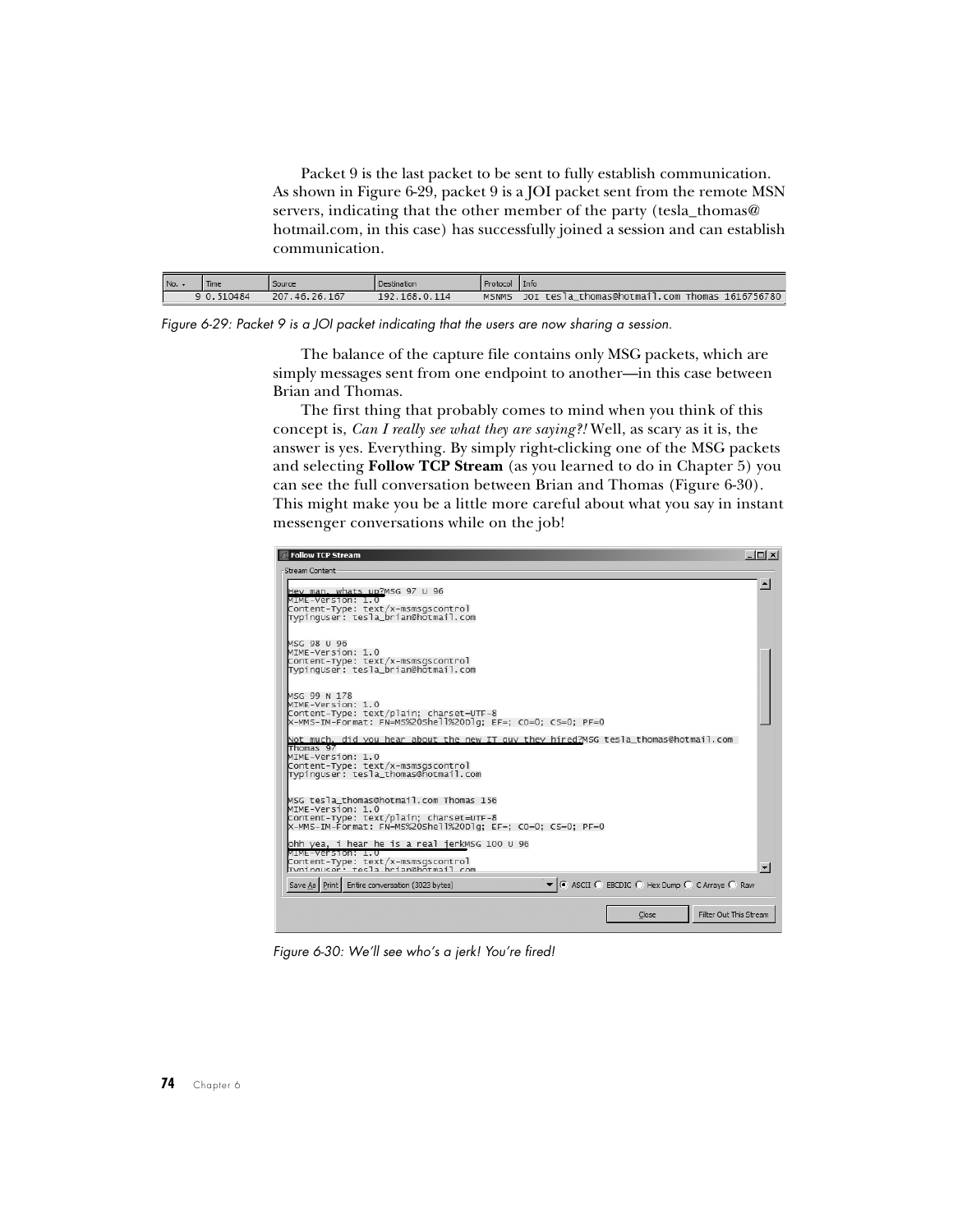Packet 9 is the last packet to be sent to fully establish communication. As shown in Figure 6-29, packet 9 is a JOI packet sent from the remote MSN servers, indicating that the other member of the party (tesla_thomas@ hotmail.com, in this case) has successfully joined a session and can establish communication.

| No. | Time | Source | Destination | Protocol | Info |
|---|---|---|---|---|---|
| 9 | 0.510484 | 207.46.26.167 | 192.168.0.114 | MSNMS | JOI tesla_thomas@hotmail.com Thomas 1616756780 |

*Figure 6-29: Packet 9 is a JOI packet indicating that the users are now sharing a session.*

The balance of the capture file contains only MSG packets, which are simply messages sent from one endpoint to another—in this case between Brian and Thomas.

The first thing that probably comes to mind when you think of this concept is, *Can I really see what they are saying?!* Well, as scary as it is, the answer is yes. Everything. By simply right-clicking one of the MSG packets and selecting **Follow TCP Stream** (as you learned to do in Chapter 5) you can see the full conversation between Brian and Thomas (Figure 6-30). This might make you be a little more careful about what you say in instant messenger conversations while on the job!

```
Hey man, whats up?MSG 97 U 96
MIME-Version: 1.0
Content-Type: text/x-msmsgscontrol
TypingUser: tesla_brian@hotmail.com


MSG 98 U 96
MIME-Version: 1.0
Content-Type: text/x-msmsgscontrol
TypingUser: tesla_brian@hotmail.com


MSG 99 N 178
MIME-Version: 1.0
Content-Type: text/plain; charset=UTF-8
X-MMS-IM-Format: FN=MS%20Shell%20Dlg; EF=; CO=0; CS=0; PF=0

Not much, did you hear about the new IT guy they hired?MSG tesla_thomas@hotmail.com
Thomas 97
MIME-Version: 1.0
Content-Type: text/x-msmsgscontrol
TypingUser: tesla_thomas@hotmail.com


MSG tesla_thomas@hotmail.com Thomas 156
MIME-Version: 1.0
Content-Type: text/plain; charset=UTF-8
X-MMS-IM-Format: FN=MS%20Shell%20Dlg; EF=; CO=0; CS=0; PF=0

ohh yea, i hear he is a real jerkMSG 100 U 96
MIME-Version: 1.0
Content-Type: text/x-msmsgscontrol
TypingUser: tesla_brian@hotmail.com
```

*Figure 6-30: We'll see who's a jerk! You're fired!*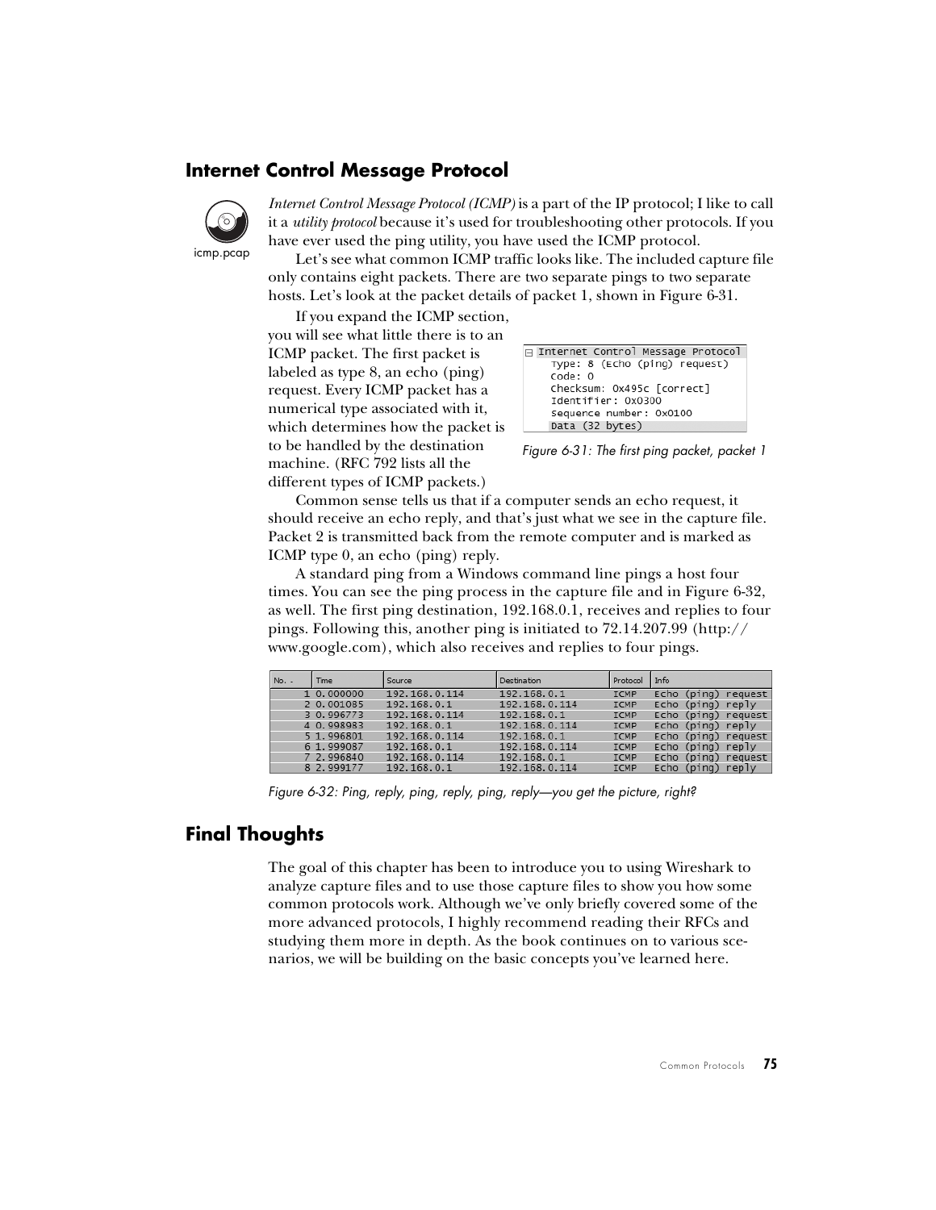## Internet Control Message Protocol

icmp.pcap

*Internet Control Message Protocol (ICMP)* is a part of the IP protocol; I like to call it a *utility protocol* because it's used for troubleshooting other protocols. If you have ever used the ping utility, you have used the ICMP protocol.

Let's see what common ICMP traffic looks like. The included capture file only contains eight packets. There are two separate pings to two separate hosts. Let's look at the packet details of packet 1, shown in Figure 6-31.

If you expand the ICMP section, you will see what little there is to an ICMP packet. The first packet is labeled as type 8, an echo (ping) request. Every ICMP packet has a numerical type associated with it, which determines how the packet is to be handled by the destination machine. (RFC 792 lists all the different types of ICMP packets.)

```
⊟ Internet Control Message Protocol
    Type: 8 (Echo (ping) request)
    Code: 0
    Checksum: 0x495c [correct]
    Identifier: 0x0300
    Sequence number: 0x0100
    Data (32 bytes)
```

*Figure 6-31: The first ping packet, packet 1*

Common sense tells us that if a computer sends an echo request, it should receive an echo reply, and that's just what we see in the capture file. Packet 2 is transmitted back from the remote computer and is marked as ICMP type 0, an echo (ping) reply.

A standard ping from a Windows command line pings a host four times. You can see the ping process in the capture file and in Figure 6-32, as well. The first ping destination, 192.168.0.1, receives and replies to four pings. Following this, another ping is initiated to 72.14.207.99 (http://www.google.com), which also receives and replies to four pings.

| No. - | Time | Source | Destination | Protocol | Info |
|---|---|---|---|---|---|
| 1 | 0.000000 | 192.168.0.114 | 192.168.0.1 | ICMP | Echo (ping) request |
| 2 | 0.001085 | 192.168.0.1 | 192.168.0.114 | ICMP | Echo (ping) reply |
| 3 | 0.996773 | 192.168.0.114 | 192.168.0.1 | ICMP | Echo (ping) request |
| 4 | 0.998983 | 192.168.0.1 | 192.168.0.114 | ICMP | Echo (ping) reply |
| 5 | 1.996801 | 192.168.0.114 | 192.168.0.1 | ICMP | Echo (ping) request |
| 6 | 1.999087 | 192.168.0.1 | 192.168.0.114 | ICMP | Echo (ping) reply |
| 7 | 2.996840 | 192.168.0.114 | 192.168.0.1 | ICMP | Echo (ping) request |
| 8 | 2.999177 | 192.168.0.1 | 192.168.0.114 | ICMP | Echo (ping) reply |

*Figure 6-32: Ping, reply, ping, reply, ping, reply—you get the picture, right?*

## Final Thoughts

The goal of this chapter has been to introduce you to using Wireshark to analyze capture files and to use those capture files to show you how some common protocols work. Although we've only briefly covered some of the more advanced protocols, I highly recommend reading their RFCs and studying them more in depth. As the book continues on to various scenarios, we will be building on the basic concepts you've learned here.